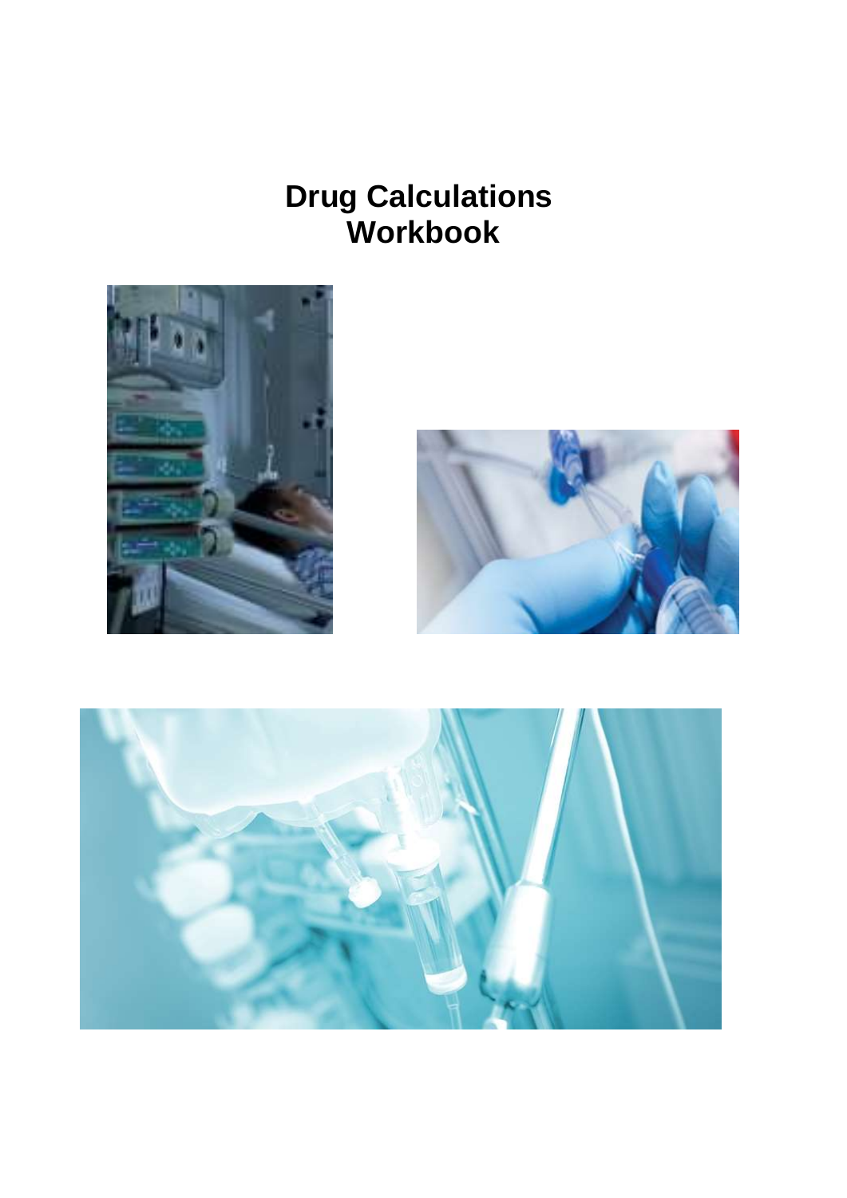# Drug Calculations Workbook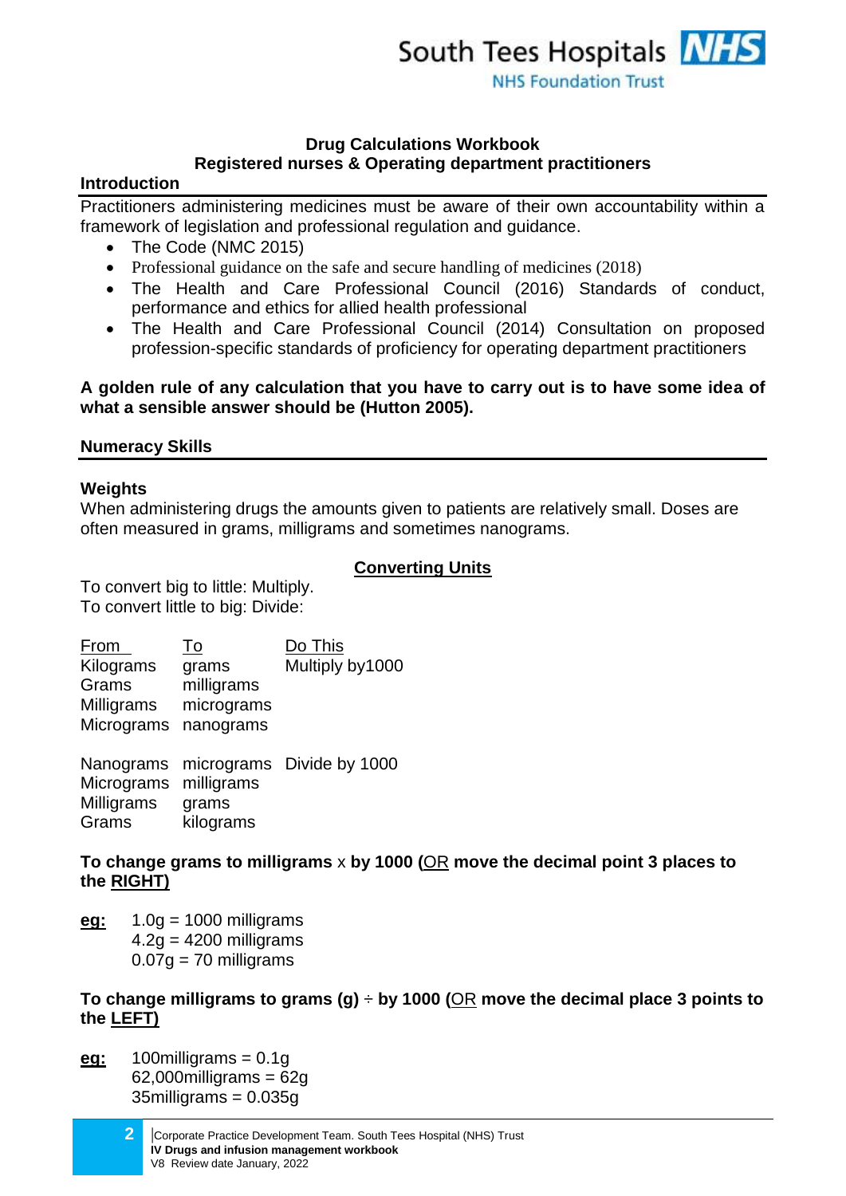## Drug Calculations Workbook
## Registered nurses & Operating department practitioners

### Introduction

Practitioners administering medicines must be aware of their own accountability within a framework of legislation and professional regulation and guidance.

- The Code (NMC 2015)
- Professional guidance on the safe and secure handling of medicines (2018)
- The Health and Care Professional Council (2016) Standards of conduct, performance and ethics for allied health professional
- The Health and Care Professional Council (2014) Consultation on proposed profession-specific standards of proficiency for operating department practitioners

**A golden rule of any calculation that you have to carry out is to have some idea of what a sensible answer should be (Hutton 2005).**

### Numeracy Skills

**Weights**

When administering drugs the amounts given to patients are relatively small. Doses are often measured in grams, milligrams and sometimes nanograms.

**Converting Units**

To convert big to little: Multiply.
To convert little to big: Divide:

| From | To | Do This |
|---|---|---|
| Kilograms | grams | Multiply by1000 |
| Grams | milligrams | |
| Milligrams | micrograms | |
| Micrograms | nanograms | |
| Nanograms | micrograms | Divide by 1000 |
| Micrograms | milligrams | |
| Milligrams | grams | |
| Grams | kilograms | |

**To change grams to milligrams** x **by 1000 (OR move the decimal point 3 places to the RIGHT)**

**eg:** 1.0g = 1000 milligrams
4.2g = 4200 milligrams
0.07g = 70 milligrams

**To change milligrams to grams (g)** ÷ **by 1000 (OR move the decimal place 3 points to the LEFT)**

**eg:** 100milligrams = 0.1g
62,000milligrams = 62g
35milligrams = 0.035g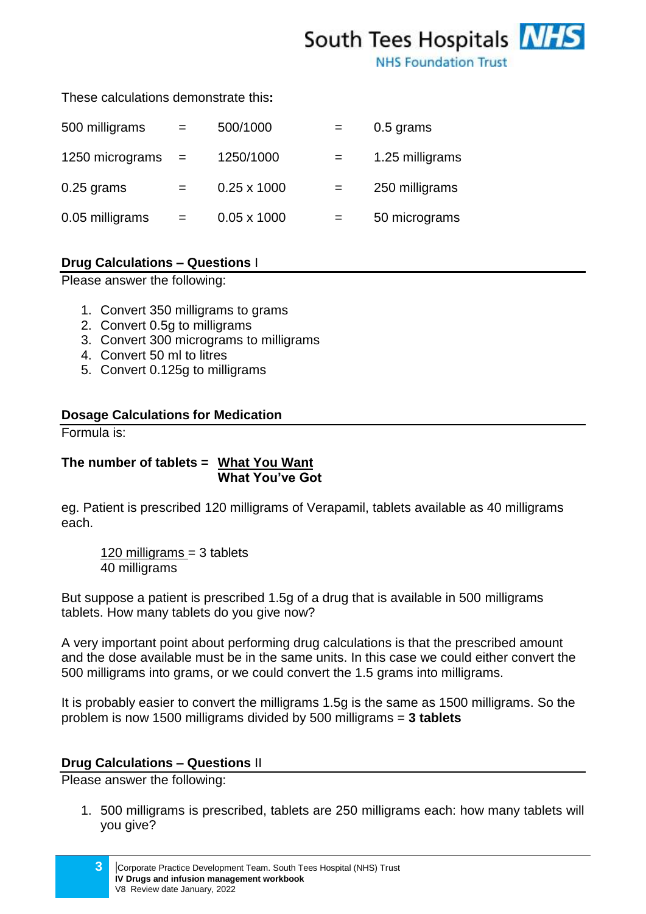These calculations demonstrate this**:**

| | | | | |
|---|---|---|---|---|
| 500 milligrams | = | 500/1000 | = | 0.5 grams |
| 1250 micrograms | = | 1250/1000 | = | 1.25 milligrams |
| 0.25 grams | = | 0.25 x 1000 | = | 250 milligrams |
| 0.05 milligrams | = | 0.05 x 1000 | = | 50 micrograms |

## Drug Calculations – Questions I

Please answer the following:

1. Convert 350 milligrams to grams
2. Convert 0.5g to milligrams
3. Convert 300 micrograms to milligrams
4. Convert 50 ml to litres
5. Convert 0.125g to milligrams

## Dosage Calculations for Medication

Formula is:

$$\textbf{The number of tablets} = \frac{\textbf{What You Want}}{\textbf{What You've Got}}$$

eg. Patient is prescribed 120 milligrams of Verapamil, tablets available as 40 milligrams each.

$$\frac{120 \text{ milligrams}}{40 \text{ milligrams}} = 3 \text{ tablets}$$

But suppose a patient is prescribed 1.5g of a drug that is available in 500 milligrams tablets. How many tablets do you give now?

A very important point about performing drug calculations is that the prescribed amount and the dose available must be in the same units. In this case we could either convert the 500 milligrams into grams, or we could convert the 1.5 grams into milligrams.

It is probably easier to convert the milligrams 1.5g is the same as 1500 milligrams. So the problem is now 1500 milligrams divided by 500 milligrams = **3 tablets**

## Drug Calculations – Questions II

Please answer the following:

1. 500 milligrams is prescribed, tablets are 250 milligrams each: how many tablets will you give?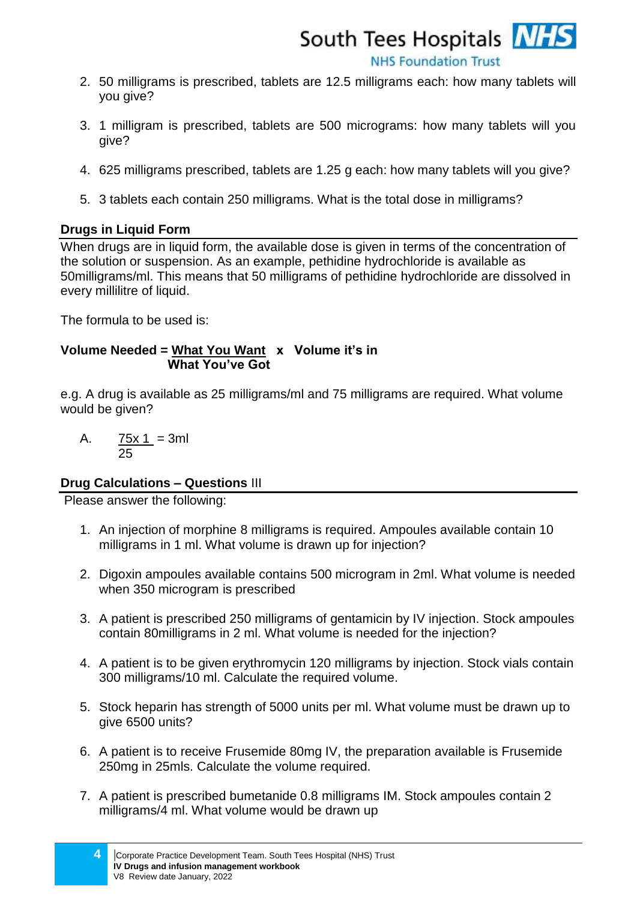2. 50 milligrams is prescribed, tablets are 12.5 milligrams each: how many tablets will you give?
3. 1 milligram is prescribed, tablets are 500 micrograms: how many tablets will you give?
4. 625 milligrams prescribed, tablets are 1.25 g each: how many tablets will you give?
5. 3 tablets each contain 250 milligrams. What is the total dose in milligrams?

## Drugs in Liquid Form

When drugs are in liquid form, the available dose is given in terms of the concentration of the solution or suspension. As an example, pethidine hydrochloride is available as 50milligrams/ml. This means that 50 milligrams of pethidine hydrochloride are dissolved in every millilitre of liquid.

The formula to be used is:

**Volume Needed = $\frac{\text{What You Want}}{\text{What You've Got}}$ x Volume it's in**

e.g. A drug is available as 25 milligrams/ml and 75 milligrams are required. What volume would be given?

A. $\frac{75 \times 1}{25} = 3\text{ml}$

## Drug Calculations – Questions III

Please answer the following:

1. An injection of morphine 8 milligrams is required. Ampoules available contain 10 milligrams in 1 ml. What volume is drawn up for injection?
2. Digoxin ampoules available contains 500 microgram in 2ml. What volume is needed when 350 microgram is prescribed
3. A patient is prescribed 250 milligrams of gentamicin by IV injection. Stock ampoules contain 80milligrams in 2 ml. What volume is needed for the injection?
4. A patient is to be given erythromycin 120 milligrams by injection. Stock vials contain 300 milligrams/10 ml. Calculate the required volume.
5. Stock heparin has strength of 5000 units per ml. What volume must be drawn up to give 6500 units?
6. A patient is to receive Frusemide 80mg IV, the preparation available is Frusemide 250mg in 25mls. Calculate the volume required.
7. A patient is prescribed bumetanide 0.8 milligrams IM. Stock ampoules contain 2 milligrams/4 ml. What volume would be drawn up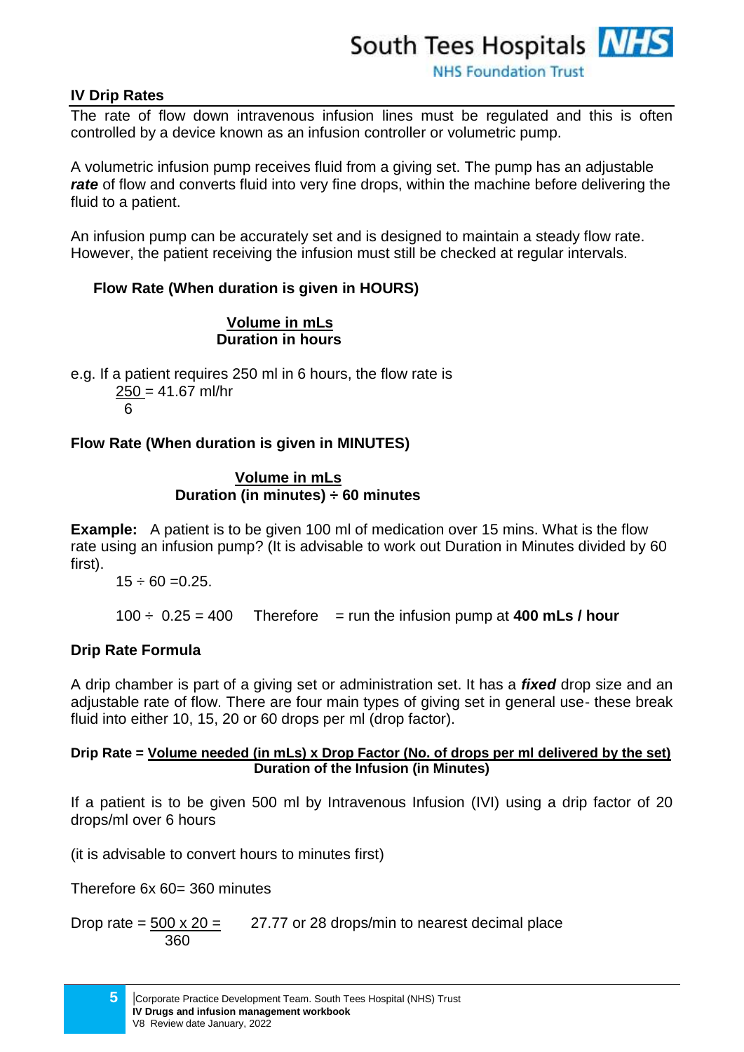## IV Drip Rates

The rate of flow down intravenous infusion lines must be regulated and this is often controlled by a device known as an infusion controller or volumetric pump.

A volumetric infusion pump receives fluid from a giving set. The pump has an adjustable ***rate*** of flow and converts fluid into very fine drops, within the machine before delivering the fluid to a patient.

An infusion pump can be accurately set and is designed to maintain a steady flow rate. However, the patient receiving the infusion must still be checked at regular intervals.

**Flow Rate (When duration is given in HOURS)**

$$\frac{\textbf{Volume in mLs}}{\textbf{Duration in hours}}$$

e.g. If a patient requires 250 ml in 6 hours, the flow rate is

$$\frac{250}{6} = 41.67 \text{ ml/hr}$$

**Flow Rate (When duration is given in MINUTES)**

$$\frac{\textbf{Volume in mLs}}{\textbf{Duration (in minutes)} \div \textbf{60 minutes}}$$

**Example:** A patient is to be given 100 ml of medication over 15 mins. What is the flow rate using an infusion pump? (It is advisable to work out Duration in Minutes divided by 60 first).

$15 \div 60 = 0.25$.

$100 \div 0.25 = 400$ Therefore = run the infusion pump at **400 mLs / hour**

**Drip Rate Formula**

A drip chamber is part of a giving set or administration set. It has a ***fixed*** drop size and an adjustable rate of flow. There are four main types of giving set in general use- these break fluid into either 10, 15, 20 or 60 drops per ml (drop factor).

$$\textbf{Drip Rate} = \frac{\textbf{Volume needed (in mLs) x Drop Factor (No. of drops per ml delivered by the set)}}{\textbf{Duration of the Infusion (in Minutes)}}$$

If a patient is to be given 500 ml by Intravenous Infusion (IVI) using a drip factor of 20 drops/ml over 6 hours

(it is advisable to convert hours to minutes first)

Therefore 6x 60= 360 minutes

Drop rate = $\frac{500 \times 20}{360}$ = 27.77 or 28 drops/min to nearest decimal place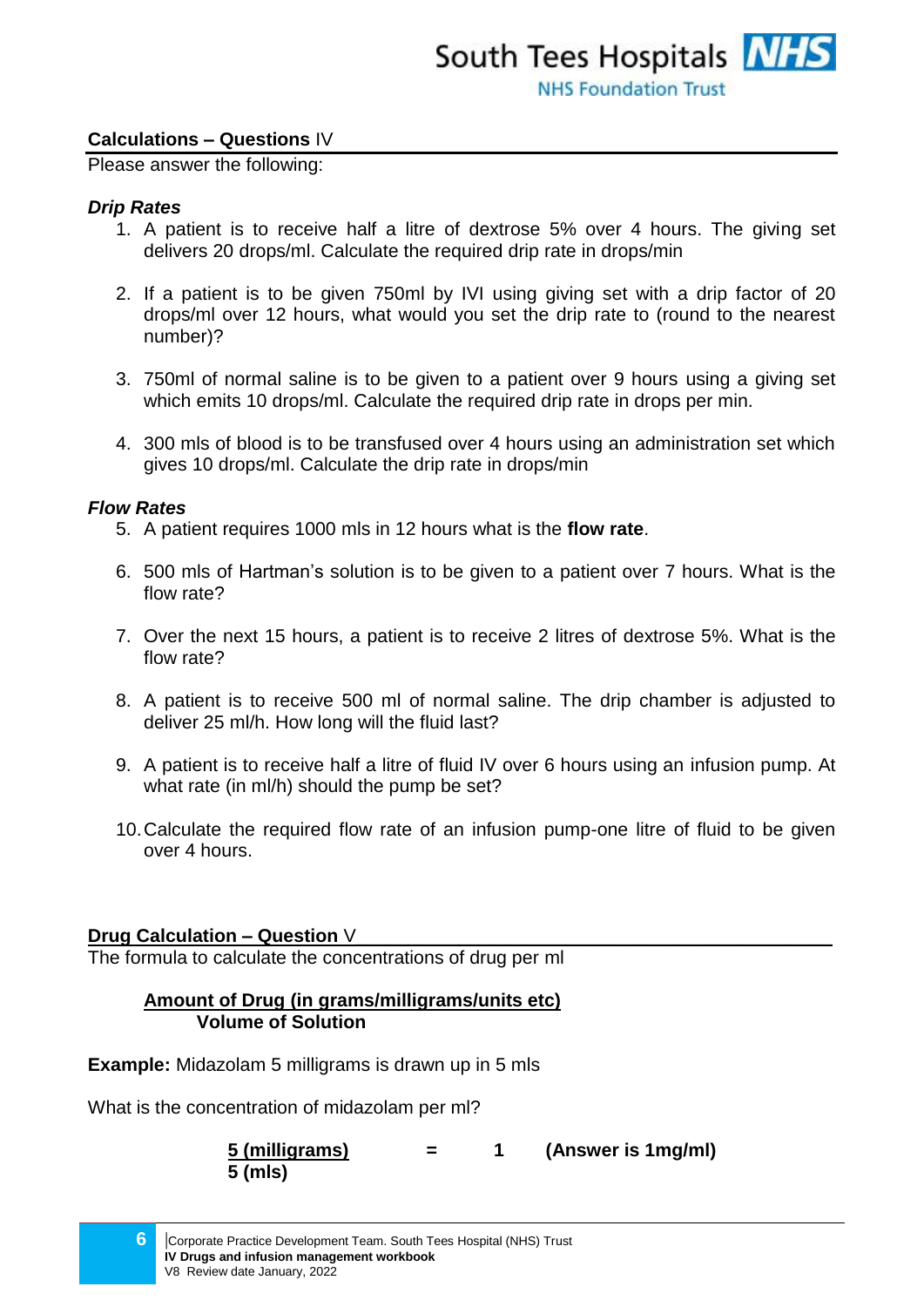## Calculations – Questions IV

Please answer the following:

***Drip Rates***

1. A patient is to receive half a litre of dextrose 5% over 4 hours. The giving set delivers 20 drops/ml. Calculate the required drip rate in drops/min

2. If a patient is to be given 750ml by IVI using giving set with a drip factor of 20 drops/ml over 12 hours, what would you set the drip rate to (round to the nearest number)?

3. 750ml of normal saline is to be given to a patient over 9 hours using a giving set which emits 10 drops/ml. Calculate the required drip rate in drops per min.

4. 300 mls of blood is to be transfused over 4 hours using an administration set which gives 10 drops/ml. Calculate the drip rate in drops/min

***Flow Rates***

5. A patient requires 1000 mls in 12 hours what is the **flow rate**.

6. 500 mls of Hartman's solution is to be given to a patient over 7 hours. What is the flow rate?

7. Over the next 15 hours, a patient is to receive 2 litres of dextrose 5%. What is the flow rate?

8. A patient is to receive 500 ml of normal saline. The drip chamber is adjusted to deliver 25 ml/h. How long will the fluid last?

9. A patient is to receive half a litre of fluid IV over 6 hours using an infusion pump. At what rate (in ml/h) should the pump be set?

10. Calculate the required flow rate of an infusion pump-one litre of fluid to be given over 4 hours.

## Drug Calculation – Question V

The formula to calculate the concentrations of drug per ml

$$\frac{\textbf{Amount of Drug (in grams/milligrams/units etc)}}{\textbf{Volume of Solution}}$$

**Example:** Midazolam 5 milligrams is drawn up in 5 mls

What is the concentration of midazolam per ml?

$$\frac{\textbf{5 (milligrams)}}{\textbf{5 (mls)}} = \textbf{1} \quad \textbf{(Answer is 1mg/ml)}$$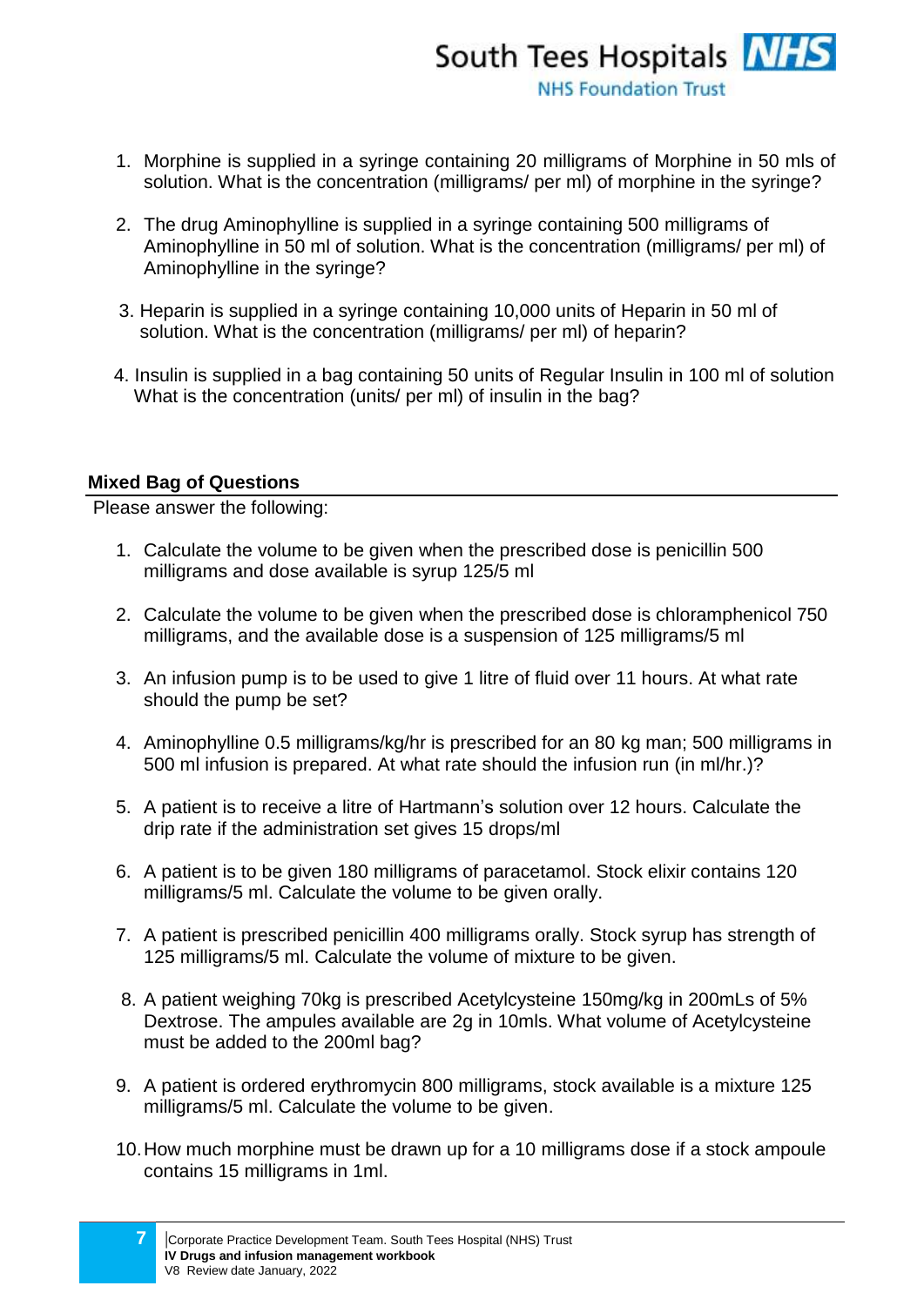1. Morphine is supplied in a syringe containing 20 milligrams of Morphine in 50 mls of solution. What is the concentration (milligrams/ per ml) of morphine in the syringe?

2. The drug Aminophylline is supplied in a syringe containing 500 milligrams of Aminophylline in 50 ml of solution. What is the concentration (milligrams/ per ml) of Aminophylline in the syringe?

3. Heparin is supplied in a syringe containing 10,000 units of Heparin in 50 ml of solution. What is the concentration (milligrams/ per ml) of heparin?

4. Insulin is supplied in a bag containing 50 units of Regular Insulin in 100 ml of solution What is the concentration (units/ per ml) of insulin in the bag?

## Mixed Bag of Questions

Please answer the following:

1. Calculate the volume to be given when the prescribed dose is penicillin 500 milligrams and dose available is syrup 125/5 ml

2. Calculate the volume to be given when the prescribed dose is chloramphenicol 750 milligrams, and the available dose is a suspension of 125 milligrams/5 ml

3. An infusion pump is to be used to give 1 litre of fluid over 11 hours. At what rate should the pump be set?

4. Aminophylline 0.5 milligrams/kg/hr is prescribed for an 80 kg man; 500 milligrams in 500 ml infusion is prepared. At what rate should the infusion run (in ml/hr.)?

5. A patient is to receive a litre of Hartmann's solution over 12 hours. Calculate the drip rate if the administration set gives 15 drops/ml

6. A patient is to be given 180 milligrams of paracetamol. Stock elixir contains 120 milligrams/5 ml. Calculate the volume to be given orally.

7. A patient is prescribed penicillin 400 milligrams orally. Stock syrup has strength of 125 milligrams/5 ml. Calculate the volume of mixture to be given.

8. A patient weighing 70kg is prescribed Acetylcysteine 150mg/kg in 200mLs of 5% Dextrose. The ampules available are 2g in 10mls. What volume of Acetylcysteine must be added to the 200ml bag?

9. A patient is ordered erythromycin 800 milligrams, stock available is a mixture 125 milligrams/5 ml. Calculate the volume to be given.

10. How much morphine must be drawn up for a 10 milligrams dose if a stock ampoule contains 15 milligrams in 1ml.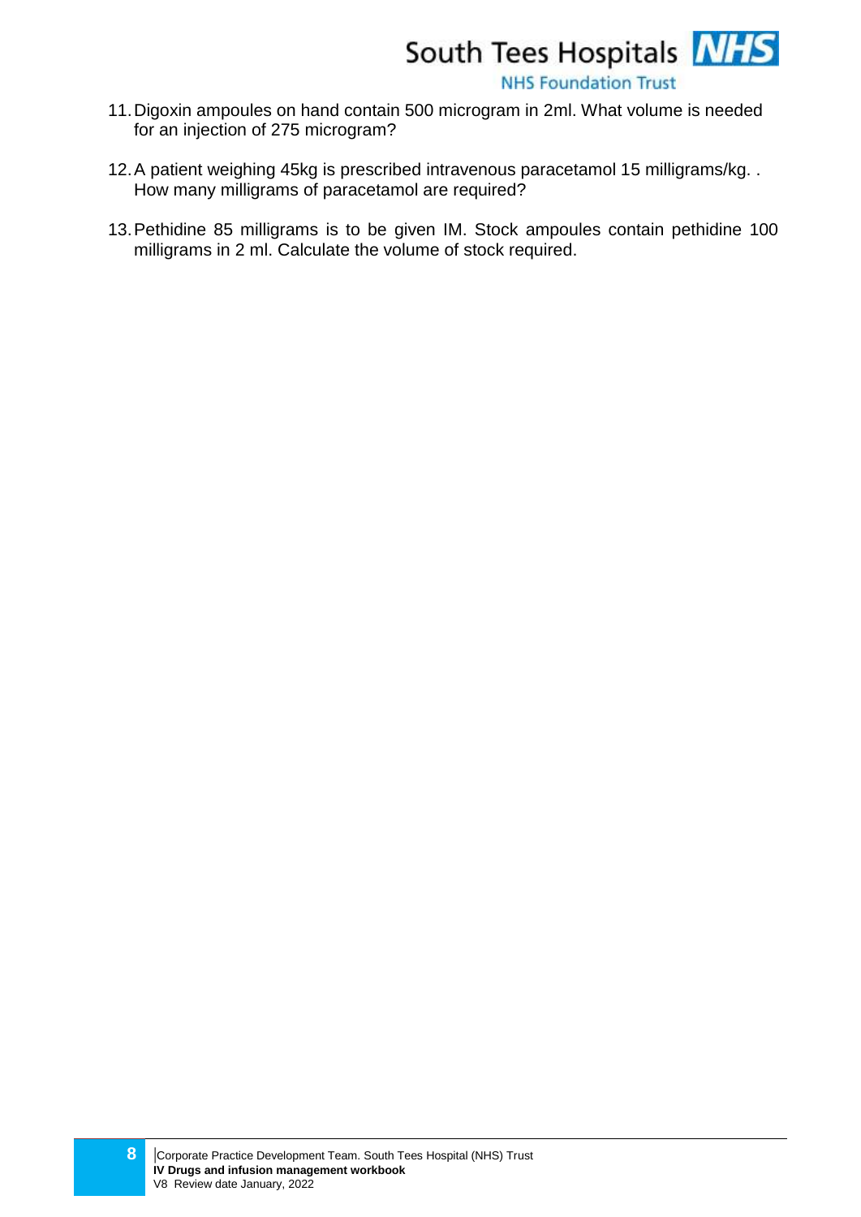11. Digoxin ampoules on hand contain 500 microgram in 2ml. What volume is needed for an injection of 275 microgram?

12. A patient weighing 45kg is prescribed intravenous paracetamol 15 milligrams/kg. . How many milligrams of paracetamol are required?

13. Pethidine 85 milligrams is to be given IM. Stock ampoules contain pethidine 100 milligrams in 2 ml. Calculate the volume of stock required.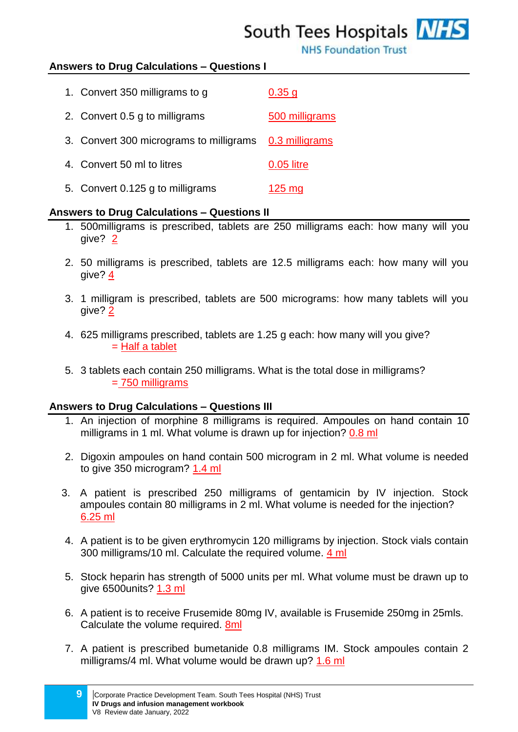## Answers to Drug Calculations – Questions I

1. Convert 350 milligrams to g 0.35 g
2. Convert 0.5 g to milligrams 500 milligrams
3. Convert 300 micrograms to milligrams 0.3 milligrams
4. Convert 50 ml to litres 0.05 litre
5. Convert 0.125 g to milligrams 125 mg

## Answers to Drug Calculations – Questions II

1. 500milligrams is prescribed, tablets are 250 milligrams each: how many will you give? 2
2. 50 milligrams is prescribed, tablets are 12.5 milligrams each: how many will you give? 4
3. 1 milligram is prescribed, tablets are 500 micrograms: how many tablets will you give? 2
4. 625 milligrams prescribed, tablets are 1.25 g each: how many will you give?
   = Half a tablet
5. 3 tablets each contain 250 milligrams. What is the total dose in milligrams?
   = 750 milligrams

## Answers to Drug Calculations – Questions III

1. An injection of morphine 8 milligrams is required. Ampoules on hand contain 10 milligrams in 1 ml. What volume is drawn up for injection? 0.8 ml
2. Digoxin ampoules on hand contain 500 microgram in 2 ml. What volume is needed to give 350 microgram? 1.4 ml
3. A patient is prescribed 250 milligrams of gentamicin by IV injection. Stock ampoules contain 80 milligrams in 2 ml. What volume is needed for the injection? 6.25 ml
4. A patient is to be given erythromycin 120 milligrams by injection. Stock vials contain 300 milligrams/10 ml. Calculate the required volume. 4 ml
5. Stock heparin has strength of 5000 units per ml. What volume must be drawn up to give 6500units? 1.3 ml
6. A patient is to receive Frusemide 80mg IV, available is Frusemide 250mg in 25mls. Calculate the volume required. 8ml
7. A patient is prescribed bumetanide 0.8 milligrams IM. Stock ampoules contain 2 milligrams/4 ml. What volume would be drawn up? 1.6 ml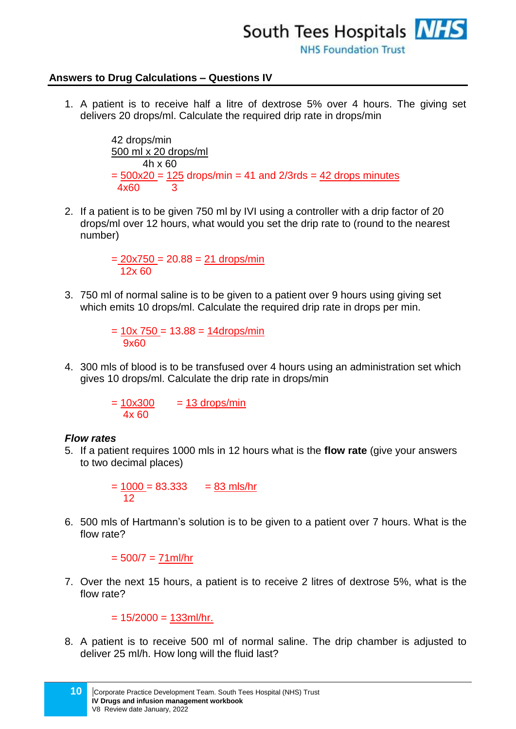## Answers to Drug Calculations – Questions IV

1. A patient is to receive half a litre of dextrose 5% over 4 hours. The giving set delivers 20 drops/ml. Calculate the required drip rate in drops/min

   42 drops/min

   $$\frac{500 \text{ ml} \times 20 \text{ drops/ml}}{4\text{h} \times 60}$$

   $= \frac{500 \times 20}{4 \times 60} = \frac{125}{3}$ drops/min = 41 and 2/3rds = 42 drops minutes

2. If a patient is to be given 750 ml by IVI using a controller with a drip factor of 20 drops/ml over 12 hours, what would you set the drip rate to (round to the nearest number)

   $= \frac{20 \times 750}{12 \times 60} = 20.88$ = 21 drops/min

3. 750 ml of normal saline is to be given to a patient over 9 hours using giving set which emits 10 drops/ml. Calculate the required drip rate in drops per min.

   $= \frac{10 \times 750}{9 \times 60} = 13.88$ = 14drops/min

4. 300 mls of blood is to be transfused over 4 hours using an administration set which gives 10 drops/ml. Calculate the drip rate in drops/min

   $= \frac{10 \times 300}{4 \times 60}$ = 13 drops/min

***Flow rates***

5. If a patient requires 1000 mls in 12 hours what is the **flow rate** (give your answers to two decimal places)

   $= \frac{1000}{12} = 83.333$ = 83 mls/hr

6. 500 mls of Hartmann's solution is to be given to a patient over 7 hours. What is the flow rate?

   = 500/7 = 71ml/hr

7. Over the next 15 hours, a patient is to receive 2 litres of dextrose 5%, what is the flow rate?

   = 15/2000 = 133ml/hr.

8. A patient is to receive 500 ml of normal saline. The drip chamber is adjusted to deliver 25 ml/h. How long will the fluid last?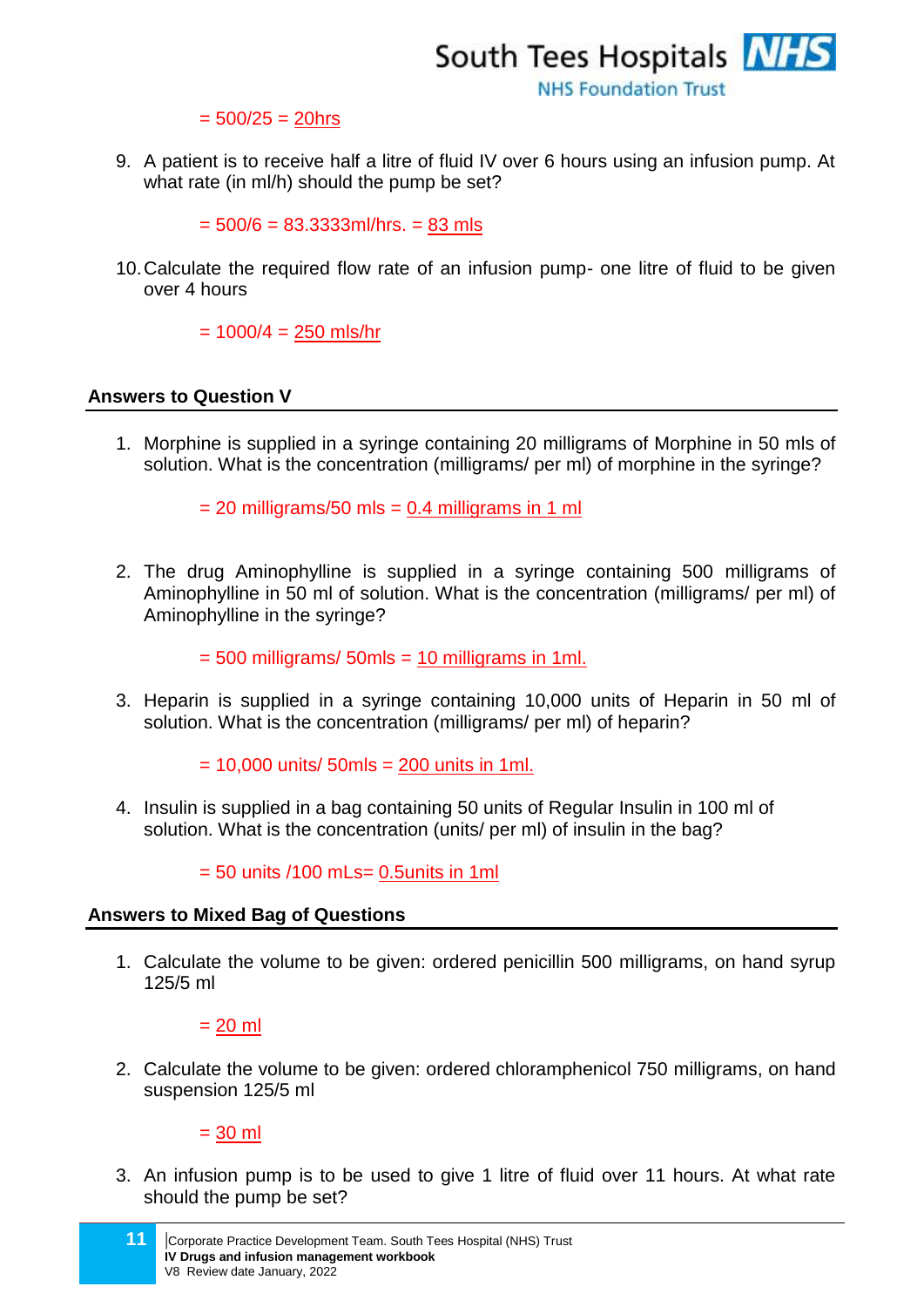= 500/25 = 20hrs

9. A patient is to receive half a litre of fluid IV over 6 hours using an infusion pump. At what rate (in ml/h) should the pump be set?

   = 500/6 = 83.3333ml/hrs. = 83 mls

10. Calculate the required flow rate of an infusion pump- one litre of fluid to be given over 4 hours

    = 1000/4 = 250 mls/hr

## Answers to Question V

1. Morphine is supplied in a syringe containing 20 milligrams of Morphine in 50 mls of solution. What is the concentration (milligrams/ per ml) of morphine in the syringe?

   = 20 milligrams/50 mls = 0.4 milligrams in 1 ml

2. The drug Aminophylline is supplied in a syringe containing 500 milligrams of Aminophylline in 50 ml of solution. What is the concentration (milligrams/ per ml) of Aminophylline in the syringe?

   = 500 milligrams/ 50mls = 10 milligrams in 1ml.

3. Heparin is supplied in a syringe containing 10,000 units of Heparin in 50 ml of solution. What is the concentration (milligrams/ per ml) of heparin?

   = 10,000 units/ 50mls = 200 units in 1ml.

4. Insulin is supplied in a bag containing 50 units of Regular Insulin in 100 ml of solution. What is the concentration (units/ per ml) of insulin in the bag?

   = 50 units /100 mLs= 0.5units in 1ml

## Answers to Mixed Bag of Questions

1. Calculate the volume to be given: ordered penicillin 500 milligrams, on hand syrup 125/5 ml

   = 20 ml

2. Calculate the volume to be given: ordered chloramphenicol 750 milligrams, on hand suspension 125/5 ml

   = 30 ml

3. An infusion pump is to be used to give 1 litre of fluid over 11 hours. At what rate should the pump be set?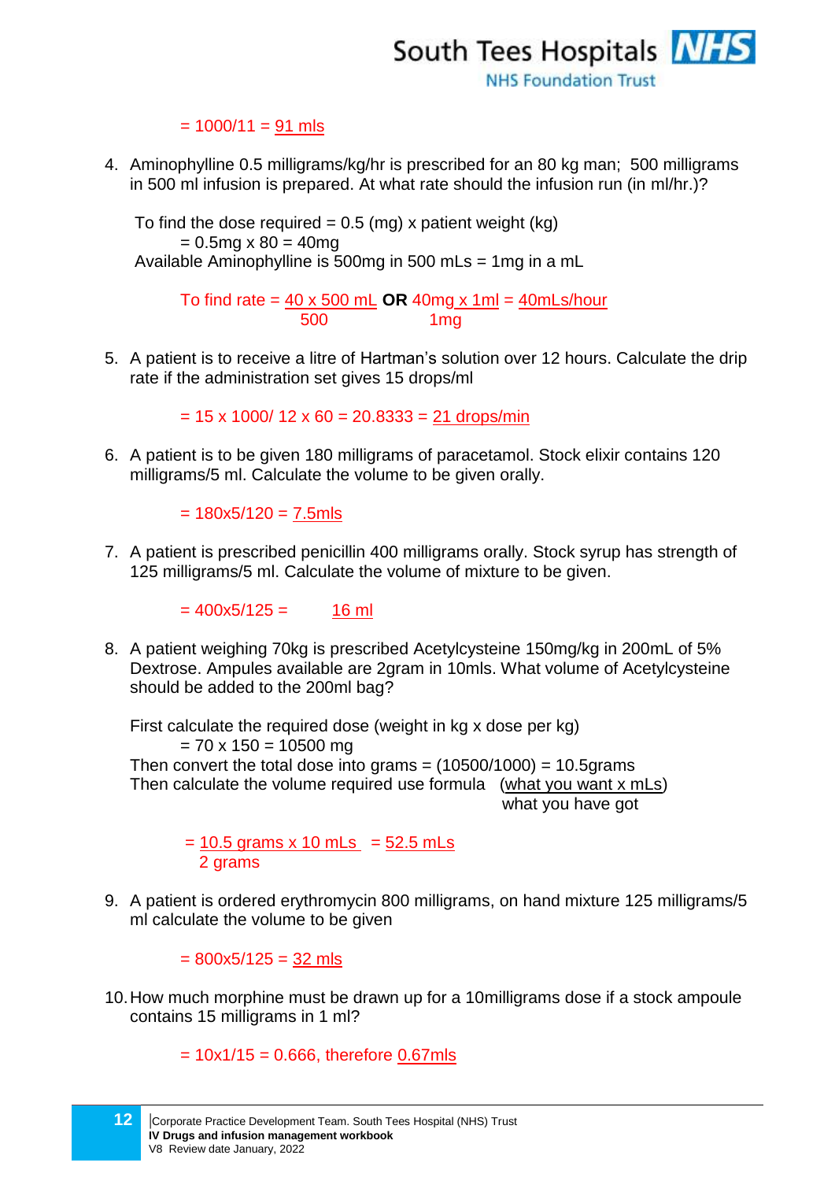= 1000/11 = 91 mls

4. Aminophylline 0.5 milligrams/kg/hr is prescribed for an 80 kg man; 500 milligrams in 500 ml infusion is prepared. At what rate should the infusion run (in ml/hr.)?

   To find the dose required = 0.5 (mg) x patient weight (kg)
   = 0.5mg x 80 = 40mg
   Available Aminophylline is 500mg in 500 mLs = 1mg in a mL

   To find rate = $\frac{40 \times 500 \text{ mL}}{500}$ **OR** $\frac{40\text{mg} \times 1\text{ml}}{1\text{mg}}$ = 40mLs/hour

5. A patient is to receive a litre of Hartman's solution over 12 hours. Calculate the drip rate if the administration set gives 15 drops/ml

   = 15 x 1000/ 12 x 60 = 20.8333 = 21 drops/min

6. A patient is to be given 180 milligrams of paracetamol. Stock elixir contains 120 milligrams/5 ml. Calculate the volume to be given orally.

   = 180x5/120 = 7.5mls

7. A patient is prescribed penicillin 400 milligrams orally. Stock syrup has strength of 125 milligrams/5 ml. Calculate the volume of mixture to be given.

   = 400x5/125 = 16 ml

8. A patient weighing 70kg is prescribed Acetylcysteine 150mg/kg in 200mL of 5% Dextrose. Ampules available are 2gram in 10mls. What volume of Acetylcysteine should be added to the 200ml bag?

   First calculate the required dose (weight in kg x dose per kg)
   = 70 x 150 = 10500 mg
   Then convert the total dose into grams = (10500/1000) = 10.5grams
   Then calculate the volume required use formula $\left(\frac{\text{what you want} \times \text{mLs}}{\text{what you have got}}\right)$

   = $\frac{10.5 \text{ grams} \times 10 \text{ mLs}}{2 \text{ grams}}$ = 52.5 mLs

9. A patient is ordered erythromycin 800 milligrams, on hand mixture 125 milligrams/5 ml calculate the volume to be given

   = 800x5/125 = 32 mls

10. How much morphine must be drawn up for a 10milligrams dose if a stock ampoule contains 15 milligrams in 1 ml?

    = 10x1/15 = 0.666, therefore 0.67mls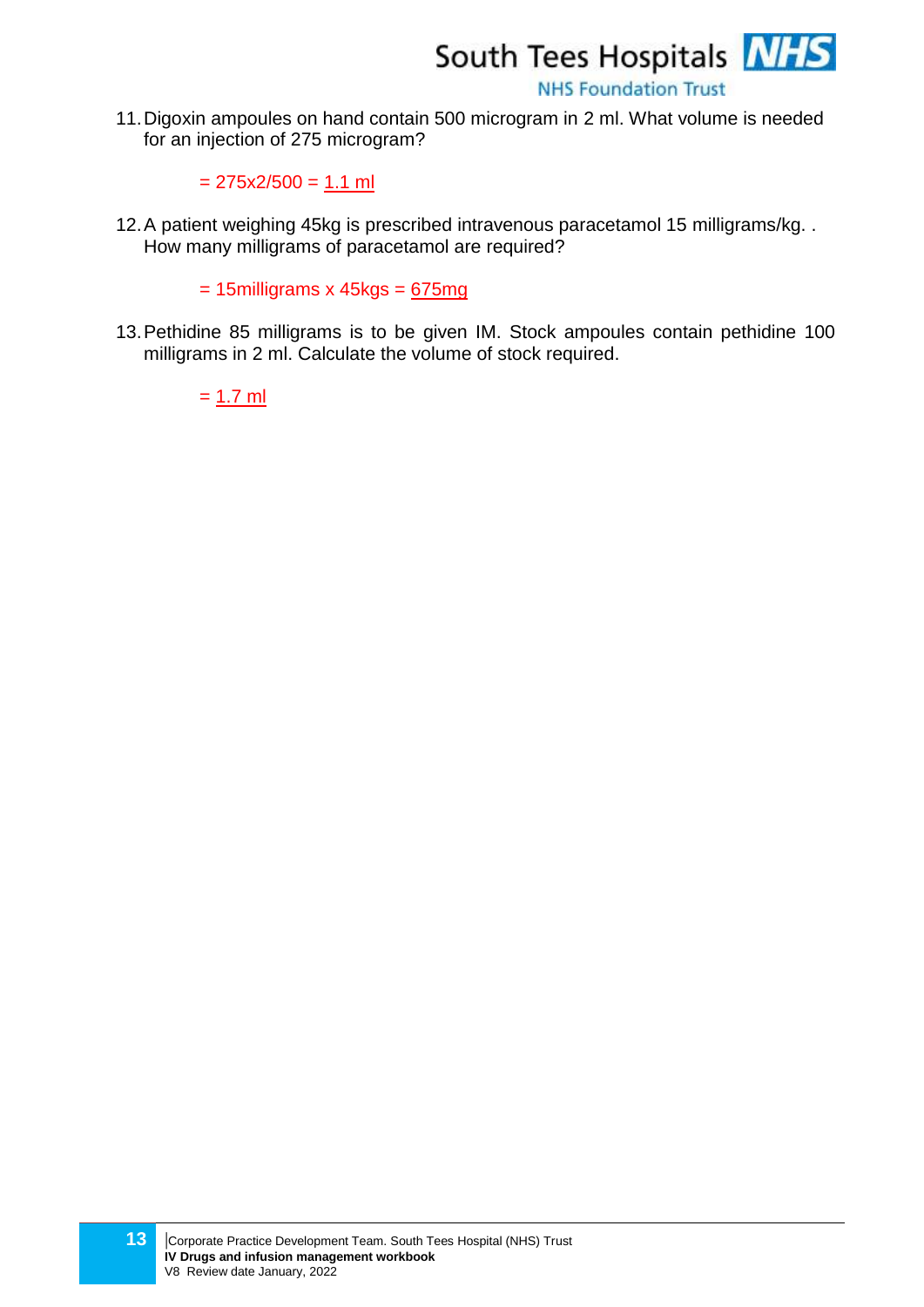11. Digoxin ampoules on hand contain 500 microgram in 2 ml. What volume is needed for an injection of 275 microgram?

    = 275x2/500 = 1.1 ml

12. A patient weighing 45kg is prescribed intravenous paracetamol 15 milligrams/kg. . How many milligrams of paracetamol are required?

    = 15milligrams x 45kgs = 675mg

13. Pethidine 85 milligrams is to be given IM. Stock ampoules contain pethidine 100 milligrams in 2 ml. Calculate the volume of stock required.

    = 1.7 ml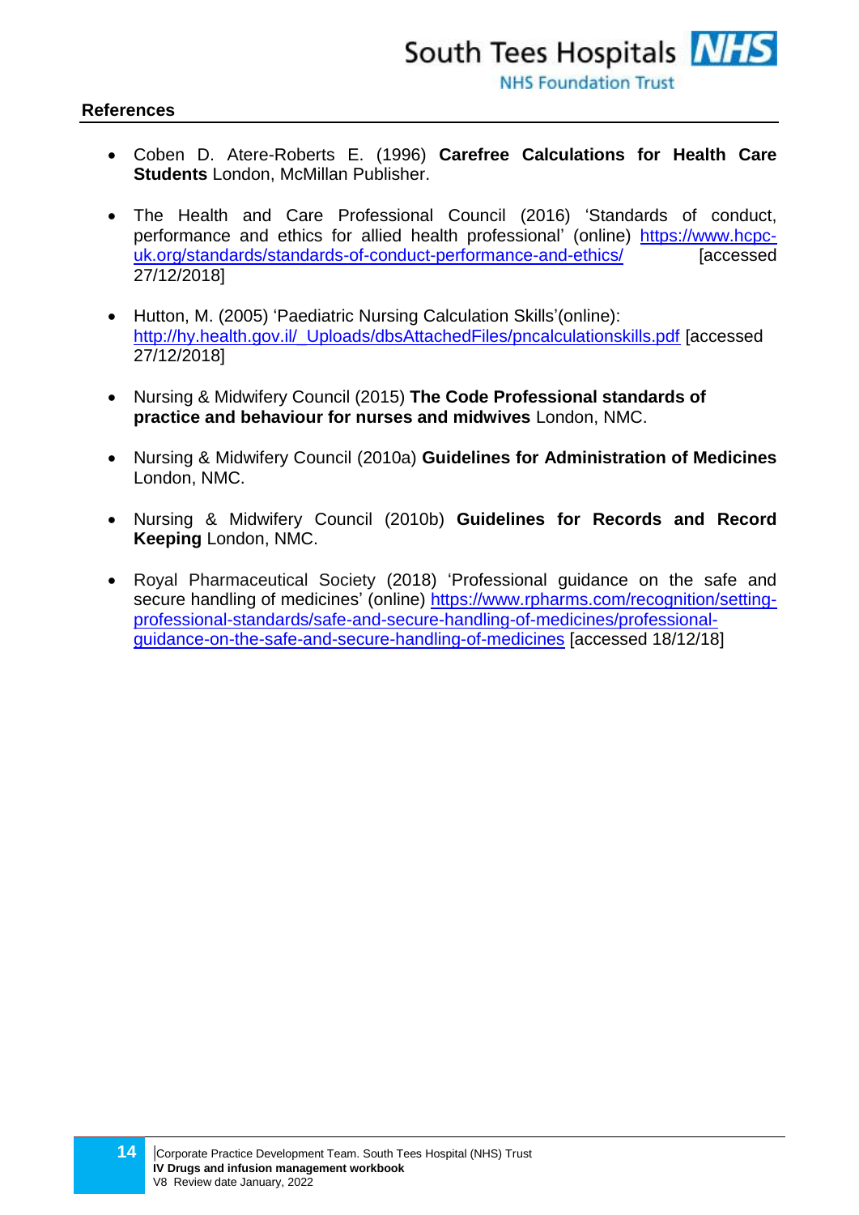## References

- Coben D. Atere-Roberts E. (1996) **Carefree Calculations for Health Care Students** London, McMillan Publisher.

- The Health and Care Professional Council (2016) 'Standards of conduct, performance and ethics for allied health professional' (online) https://www.hcpc-uk.org/standards/standards-of-conduct-performance-and-ethics/ [accessed 27/12/2018]

- Hutton, M. (2005) 'Paediatric Nursing Calculation Skills'(online): http://hy.health.gov.il/_Uploads/dbsAttachedFiles/pncalculationskills.pdf [accessed 27/12/2018]

- Nursing & Midwifery Council (2015) **The Code Professional standards of practice and behaviour for nurses and midwives** London, NMC.

- Nursing & Midwifery Council (2010a) **Guidelines for Administration of Medicines** London, NMC.

- Nursing & Midwifery Council (2010b) **Guidelines for Records and Record Keeping** London, NMC.

- Royal Pharmaceutical Society (2018) 'Professional guidance on the safe and secure handling of medicines' (online) https://www.rpharms.com/recognition/setting-professional-standards/safe-and-secure-handling-of-medicines/professional-guidance-on-the-safe-and-secure-handling-of-medicines [accessed 18/12/18]